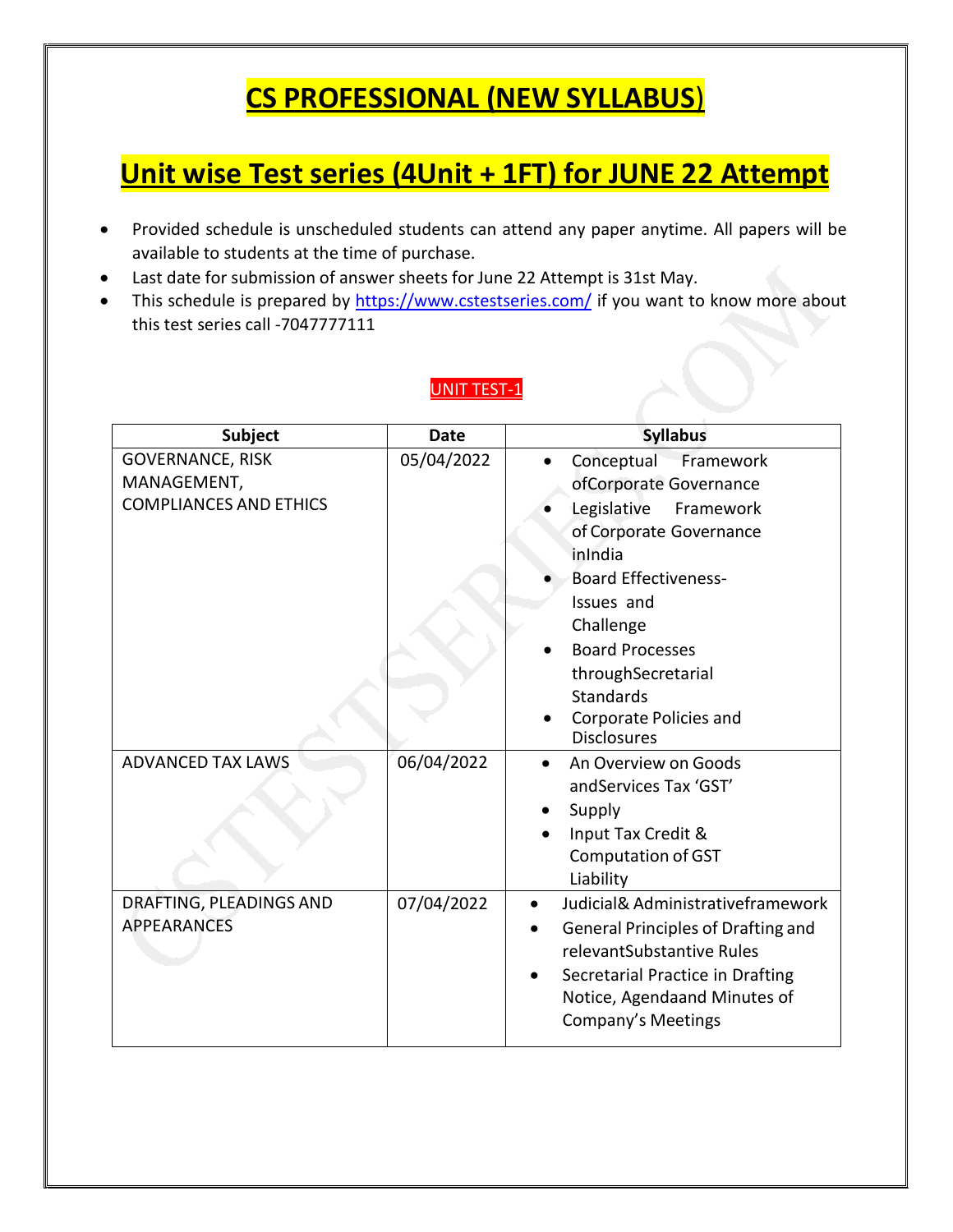# CS PROFESSIONAL (NEW SYLLABUS)

## Unit wise Test series (4Unit + 1FT) for JUNE 22 Attempt

- Provided schedule is unscheduled students can attend any paper anytime. All papers will be available to students at the time of purchase.
- Last date for submission of answer sheets for June 22 Attempt is 31st May.
- This schedule is prepared by https://www.cstestseries.com/ if you want to know more about this test series call -7047777111

### UNIT TEST-1

| Subject | Date | Syllabus |
|---|---|---|
| GOVERNANCE, RISK MANAGEMENT, COMPLIANCES AND ETHICS | 05/04/2022 | • Conceptual Framework ofCorporate Governance<br>• Legislative Framework of Corporate Governance inIndia<br>• Board Effectiveness- Issues and Challenge<br>• Board Processes throughSecretarial Standards<br>• Corporate Policies and Disclosures |
| ADVANCED TAX LAWS | 06/04/2022 | • An Overview on Goods andServices Tax 'GST'<br>• Supply<br>• Input Tax Credit & Computation of GST Liability |
| DRAFTING, PLEADINGS AND APPEARANCES | 07/04/2022 | • Judicial& Administrativeframework<br>• General Principles of Drafting and relevantSubstantive Rules<br>• Secretarial Practice in Drafting Notice, Agendaand Minutes of Company's Meetings |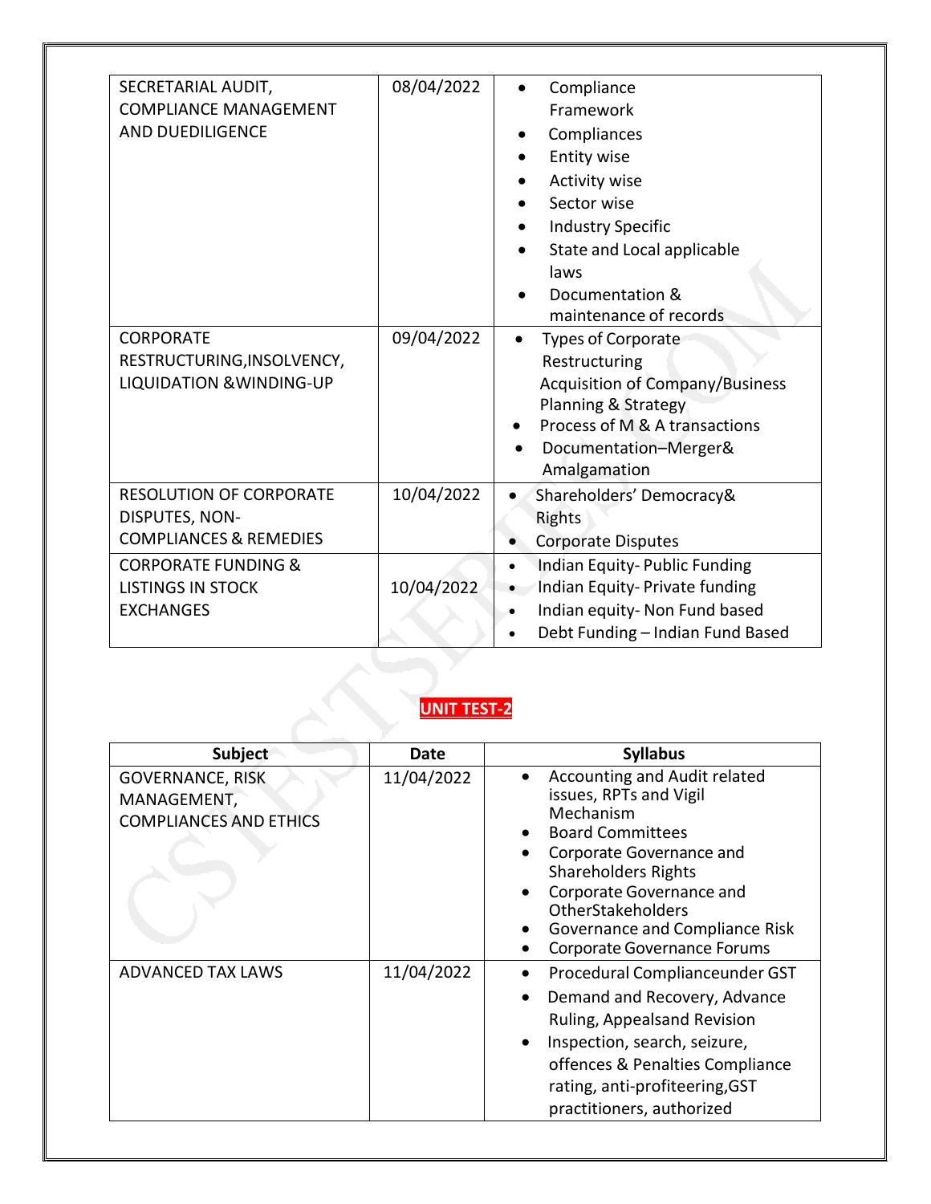| | | |
|---|---|---|
| SECRETARIAL AUDIT, COMPLIANCE MANAGEMENT AND DUEDILIGENCE | 08/04/2022 | • Compliance Framework<br>• Compliances<br>• Entity wise<br>• Activity wise<br>• Sector wise<br>• Industry Specific<br>• State and Local applicable laws<br>• Documentation & maintenance of records |
| CORPORATE RESTRUCTURING,INSOLVENCY, LIQUIDATION &WINDING-UP | 09/04/2022 | • Types of Corporate Restructuring<br>Acquisition of Company/Business Planning & Strategy<br>• Process of M & A transactions<br>• Documentation–Merger& Amalgamation |
| RESOLUTION OF CORPORATE DISPUTES, NON-COMPLIANCES & REMEDIES | 10/04/2022 | • Shareholders' Democracy& Rights<br>• Corporate Disputes |
| CORPORATE FUNDING & LISTINGS IN STOCK EXCHANGES | 10/04/2022 | • Indian Equity- Public Funding<br>• Indian Equity- Private funding<br>• Indian equity- Non Fund based<br>• Debt Funding – Indian Fund Based |

## UNIT TEST-2

| Subject | Date | Syllabus |
|---|---|---|
| GOVERNANCE, RISK MANAGEMENT, COMPLIANCES AND ETHICS | 11/04/2022 | • Accounting and Audit related issues, RPTs and Vigil Mechanism<br>• Board Committees<br>• Corporate Governance and Shareholders Rights<br>• Corporate Governance and OtherStakeholders<br>• Governance and Compliance Risk<br>• Corporate Governance Forums |
| ADVANCED TAX LAWS | 11/04/2022 | • Procedural Complianceunder GST<br>• Demand and Recovery, Advance Ruling, Appealsand Revision<br>• Inspection, search, seizure, offences & Penalties Compliance rating, anti-profiteering,GST practitioners, authorized |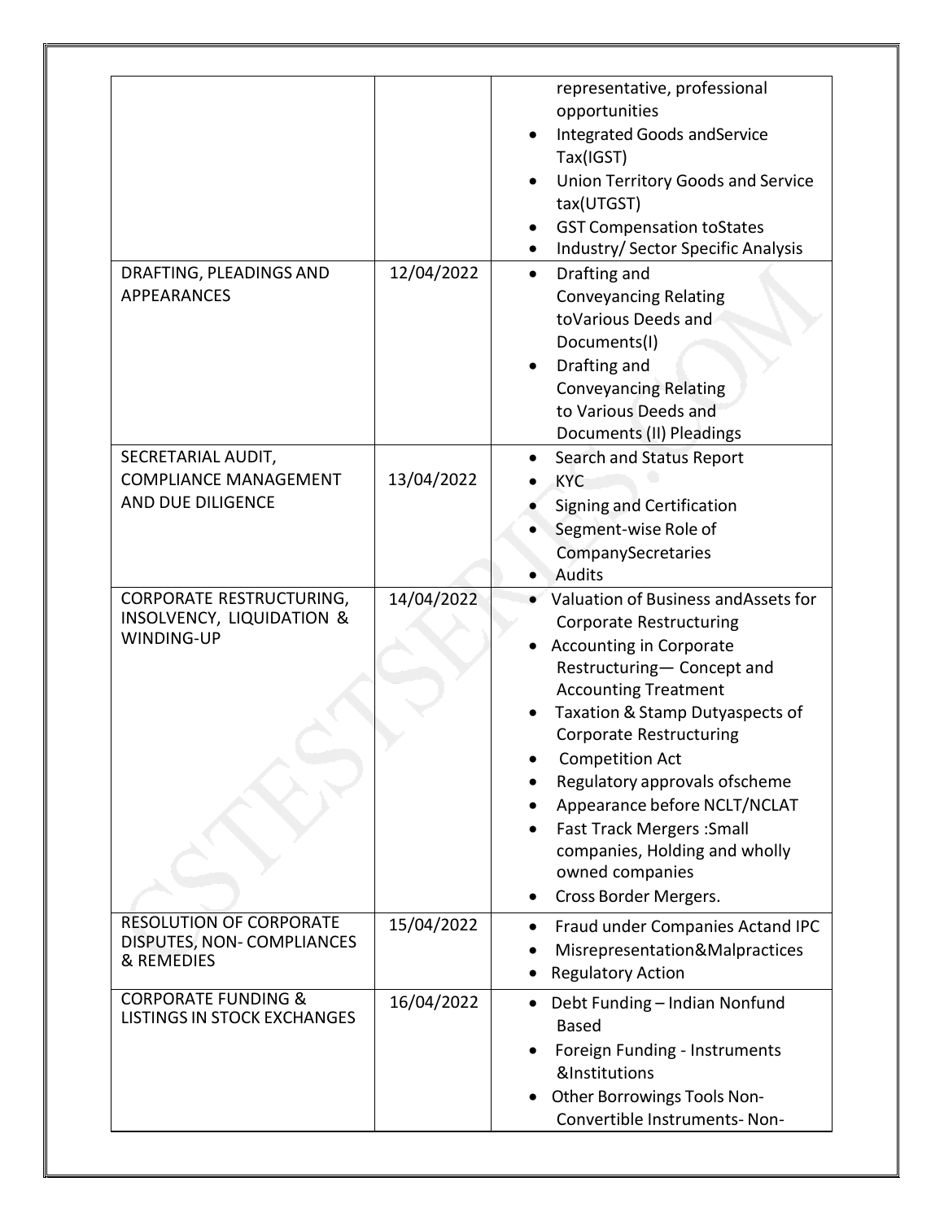| | | |
|---|---|---|
| | | representative, professional opportunities<br>• Integrated Goods andService Tax(IGST)<br>• Union Territory Goods and Service tax(UTGST)<br>• GST Compensation toStates<br>• Industry/ Sector Specific Analysis |
| DRAFTING, PLEADINGS AND APPEARANCES | 12/04/2022 | • Drafting and Conveyancing Relating toVarious Deeds and Documents(I)<br>• Drafting and Conveyancing Relating to Various Deeds and Documents (II) Pleadings |
| SECRETARIAL AUDIT, COMPLIANCE MANAGEMENT AND DUE DILIGENCE | 13/04/2022 | • Search and Status Report<br>• KYC<br>• Signing and Certification<br>• Segment-wise Role of CompanySecretaries<br>• Audits |
| CORPORATE RESTRUCTURING, INSOLVENCY, LIQUIDATION & WINDING-UP | 14/04/2022 | • Valuation of Business andAssets for Corporate Restructuring<br>• Accounting in Corporate Restructuring— Concept and Accounting Treatment<br>• Taxation & Stamp Dutyaspects of Corporate Restructuring<br>• Competition Act<br>• Regulatory approvals ofscheme<br>• Appearance before NCLT/NCLAT<br>• Fast Track Mergers :Small companies, Holding and wholly owned companies<br>• Cross Border Mergers. |
| RESOLUTION OF CORPORATE DISPUTES, NON- COMPLIANCES & REMEDIES | 15/04/2022 | • Fraud under Companies Actand IPC<br>• Misrepresentation&Malpractices<br>• Regulatory Action |
| CORPORATE FUNDING & LISTINGS IN STOCK EXCHANGES | 16/04/2022 | • Debt Funding – Indian Nonfund Based<br>• Foreign Funding - Instruments &Institutions<br>• Other Borrowings Tools Non-Convertible Instruments- Non- |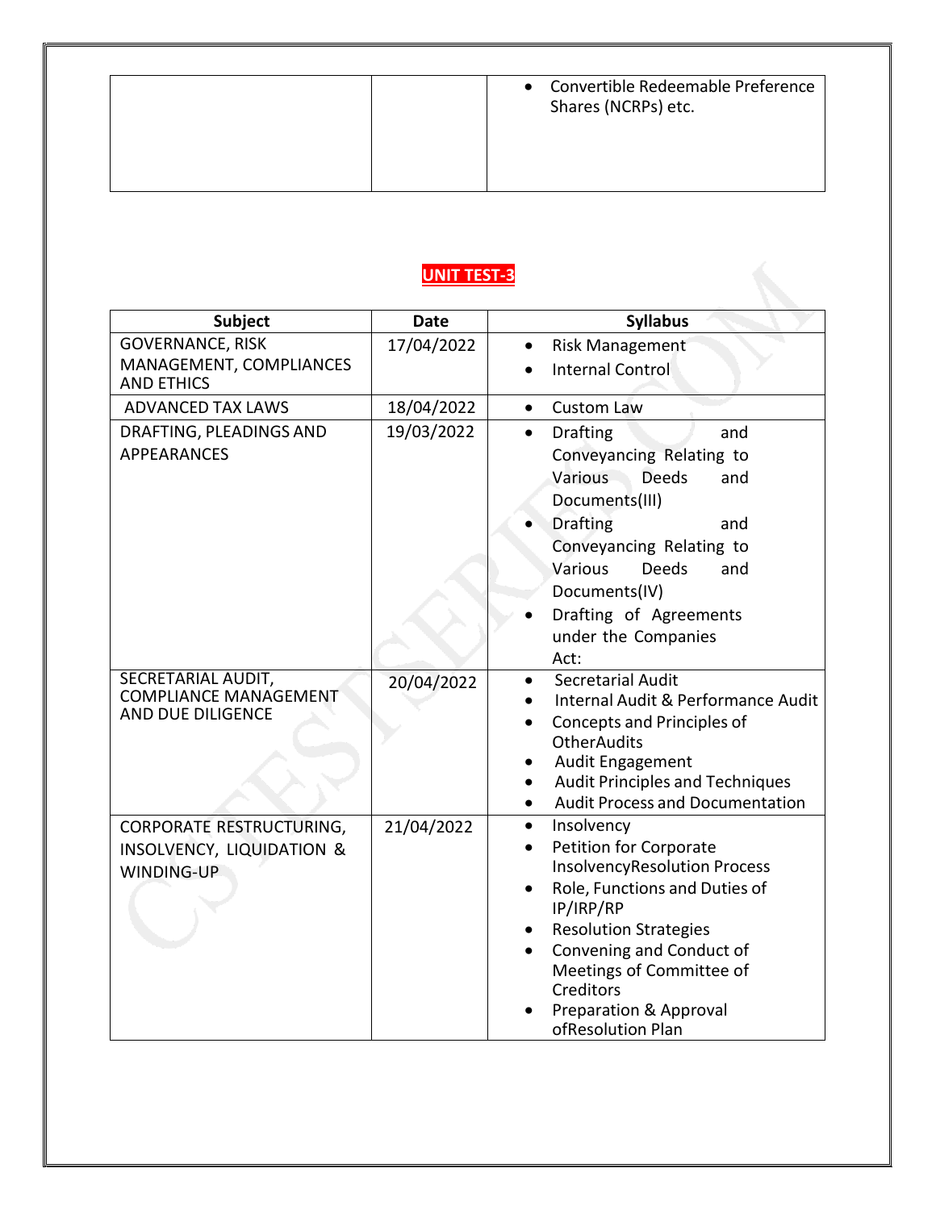| | | • Convertible Redeemable Preference Shares (NCRPs) etc. |
|---|---|---|

## UNIT TEST-3

| Subject | Date | Syllabus |
|---|---|---|
| GOVERNANCE, RISK MANAGEMENT, COMPLIANCES AND ETHICS | 17/04/2022 | • Risk Management<br>• Internal Control |
| ADVANCED TAX LAWS | 18/04/2022 | • Custom Law |
| DRAFTING, PLEADINGS AND APPEARANCES | 19/03/2022 | • Drafting and Conveyancing Relating to Various Deeds and Documents(III)<br>• Drafting and Conveyancing Relating to Various Deeds and Documents(IV)<br>• Drafting of Agreements under the Companies Act: |
| SECRETARIAL AUDIT, COMPLIANCE MANAGEMENT AND DUE DILIGENCE | 20/04/2022 | • Secretarial Audit<br>• Internal Audit & Performance Audit<br>• Concepts and Principles of OtherAudits<br>• Audit Engagement<br>• Audit Principles and Techniques<br>• Audit Process and Documentation |
| CORPORATE RESTRUCTURING, INSOLVENCY, LIQUIDATION & WINDING-UP | 21/04/2022 | • Insolvency<br>• Petition for Corporate InsolvencyResolution Process<br>• Role, Functions and Duties of IP/IRP/RP<br>• Resolution Strategies<br>• Convening and Conduct of Meetings of Committee of Creditors<br>• Preparation & Approval ofResolution Plan |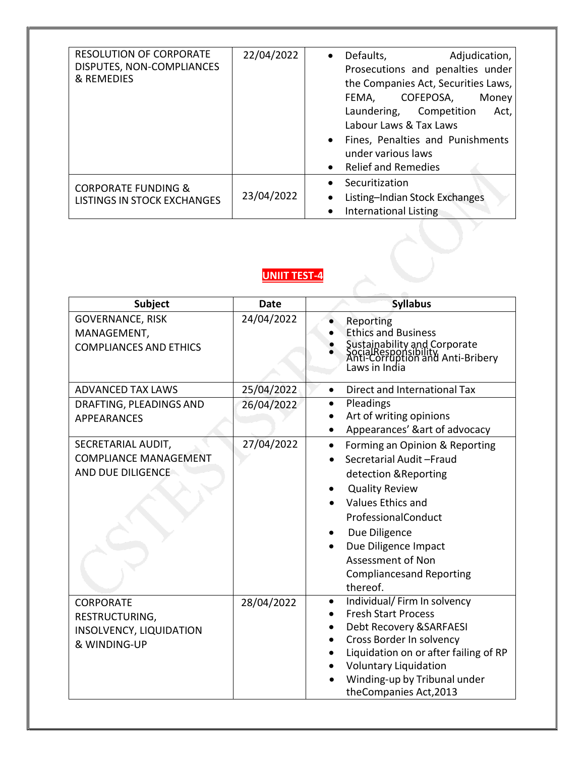| | | |
|---|---|---|
| RESOLUTION OF CORPORATE DISPUTES, NON-COMPLIANCES & REMEDIES | 22/04/2022 | • Defaults, Adjudication, Prosecutions and penalties under the Companies Act, Securities Laws, FEMA, COFEPOSA, Money Laundering, Competition Act, Labour Laws & Tax Laws<br>• Fines, Penalties and Punishments under various laws<br>• Relief and Remedies |
| CORPORATE FUNDING & LISTINGS IN STOCK EXCHANGES | 23/04/2022 | • Securitization<br>• Listing–Indian Stock Exchanges<br>• International Listing |

## UNIIT TEST-4

| Subject | Date | Syllabus |
|---|---|---|
| GOVERNANCE, RISK MANAGEMENT, COMPLIANCES AND ETHICS | 24/04/2022 | • Reporting<br>• Ethics and Business<br>• Sustainability and Corporate SocialResponsibility<br>• Anti-Corruption and Anti-Bribery Laws in India |
| ADVANCED TAX LAWS | 25/04/2022 | • Direct and International Tax |
| DRAFTING, PLEADINGS AND APPEARANCES | 26/04/2022 | • Pleadings<br>• Art of writing opinions<br>• Appearances' &art of advocacy |
| SECRETARIAL AUDIT, COMPLIANCE MANAGEMENT AND DUE DILIGENCE | 27/04/2022 | • Forming an Opinion & Reporting<br>• Secretarial Audit –Fraud detection &Reporting<br>• Quality Review<br>• Values Ethics and ProfessionalConduct<br>• Due Diligence<br>• Due Diligence Impact Assessment of Non Compliancesand Reporting thereof. |
| CORPORATE RESTRUCTURING, INSOLVENCY, LIQUIDATION & WINDING-UP | 28/04/2022 | • Individual/ Firm In solvency<br>• Fresh Start Process<br>• Debt Recovery &SARFAESI<br>• Cross Border In solvency<br>• Liquidation on or after failing of RP<br>• Voluntary Liquidation<br>• Winding-up by Tribunal under theCompanies Act,2013 |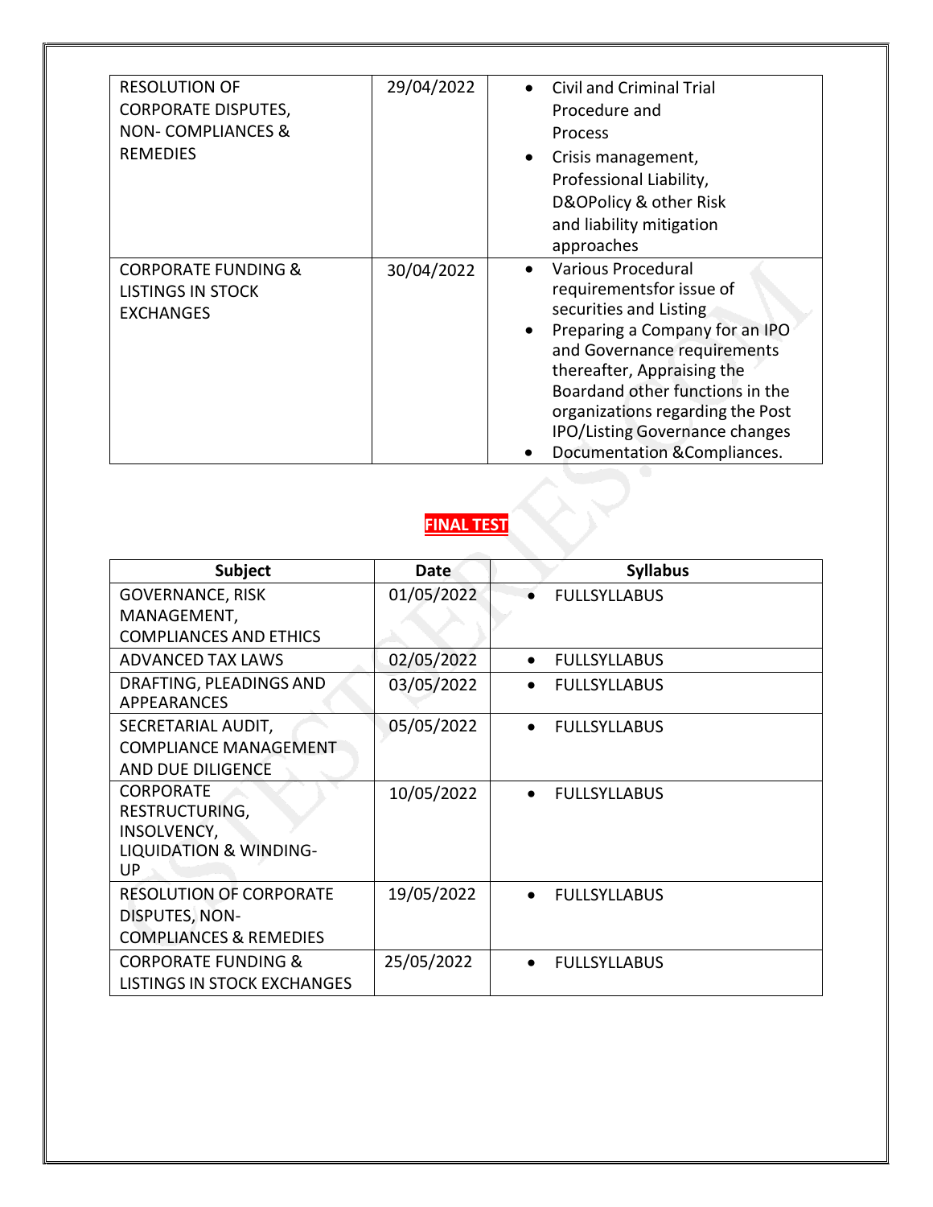| | | |
|---|---|---|
| RESOLUTION OF CORPORATE DISPUTES, NON- COMPLIANCES & REMEDIES | 29/04/2022 | • Civil and Criminal Trial Procedure and Process<br>• Crisis management, Professional Liability, D&OPolicy & other Risk and liability mitigation approaches |
| CORPORATE FUNDING & LISTINGS IN STOCK EXCHANGES | 30/04/2022 | • Various Procedural requirementsfor issue of securities and Listing<br>• Preparing a Company for an IPO and Governance requirements thereafter, Appraising the Boardand other functions in the organizations regarding the Post IPO/Listing Governance changes<br>• Documentation &Compliances. |

## FINAL TEST

| Subject | Date | Syllabus |
|---|---|---|
| GOVERNANCE, RISK MANAGEMENT, COMPLIANCES AND ETHICS | 01/05/2022 | • FULLSYLLABUS |
| ADVANCED TAX LAWS | 02/05/2022 | • FULLSYLLABUS |
| DRAFTING, PLEADINGS AND APPEARANCES | 03/05/2022 | • FULLSYLLABUS |
| SECRETARIAL AUDIT, COMPLIANCE MANAGEMENT AND DUE DILIGENCE | 05/05/2022 | • FULLSYLLABUS |
| CORPORATE RESTRUCTURING, INSOLVENCY, LIQUIDATION & WINDING-UP | 10/05/2022 | • FULLSYLLABUS |
| RESOLUTION OF CORPORATE DISPUTES, NON-COMPLIANCES & REMEDIES | 19/05/2022 | • FULLSYLLABUS |
| CORPORATE FUNDING & LISTINGS IN STOCK EXCHANGES | 25/05/2022 | • FULLSYLLABUS |